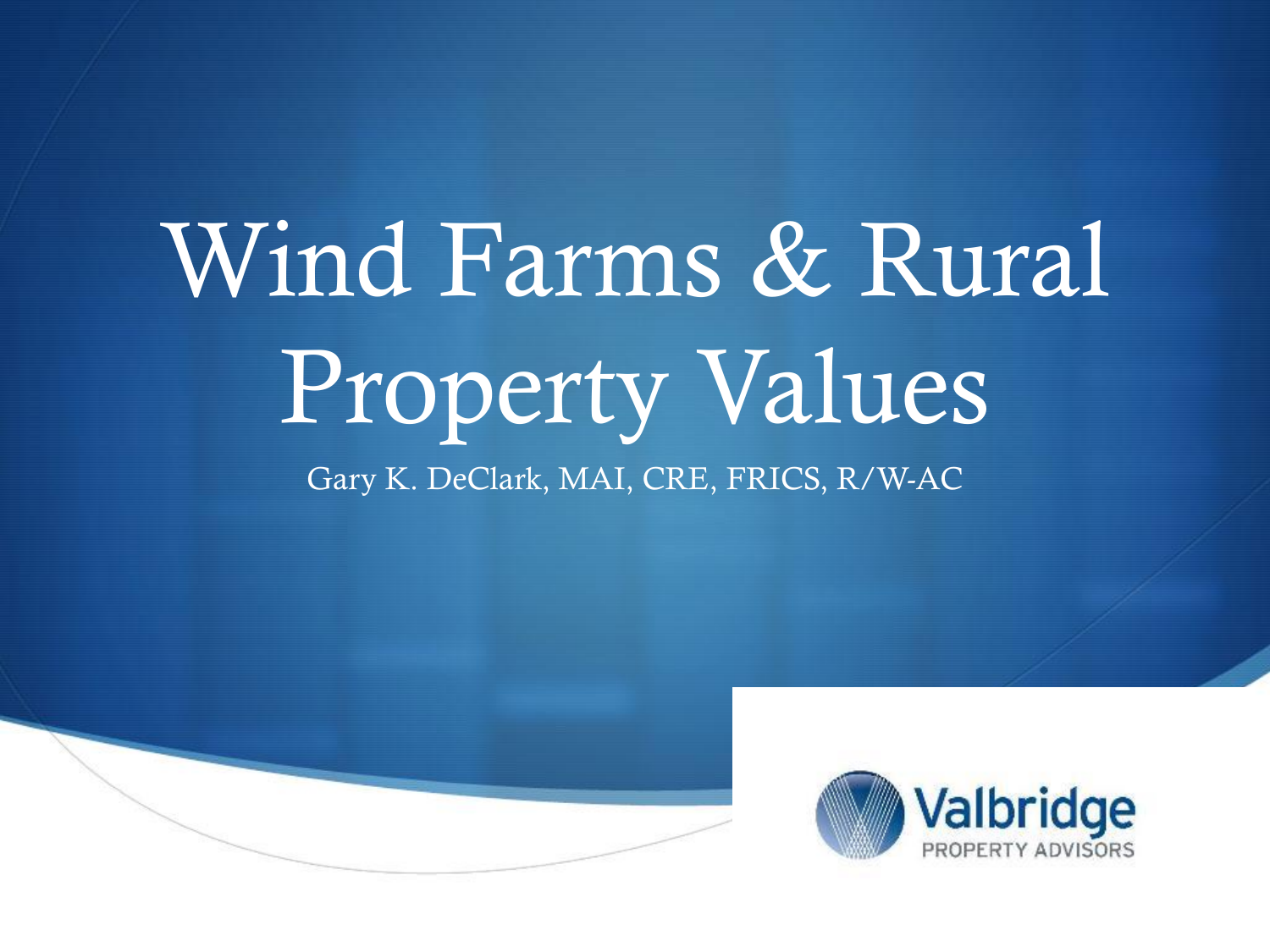# Wind Farms & Rural Property Values

Gary K. DeClark, MAI, CRE, FRICS, R/W-AC

Valbridge
PROPERTY ADVISORS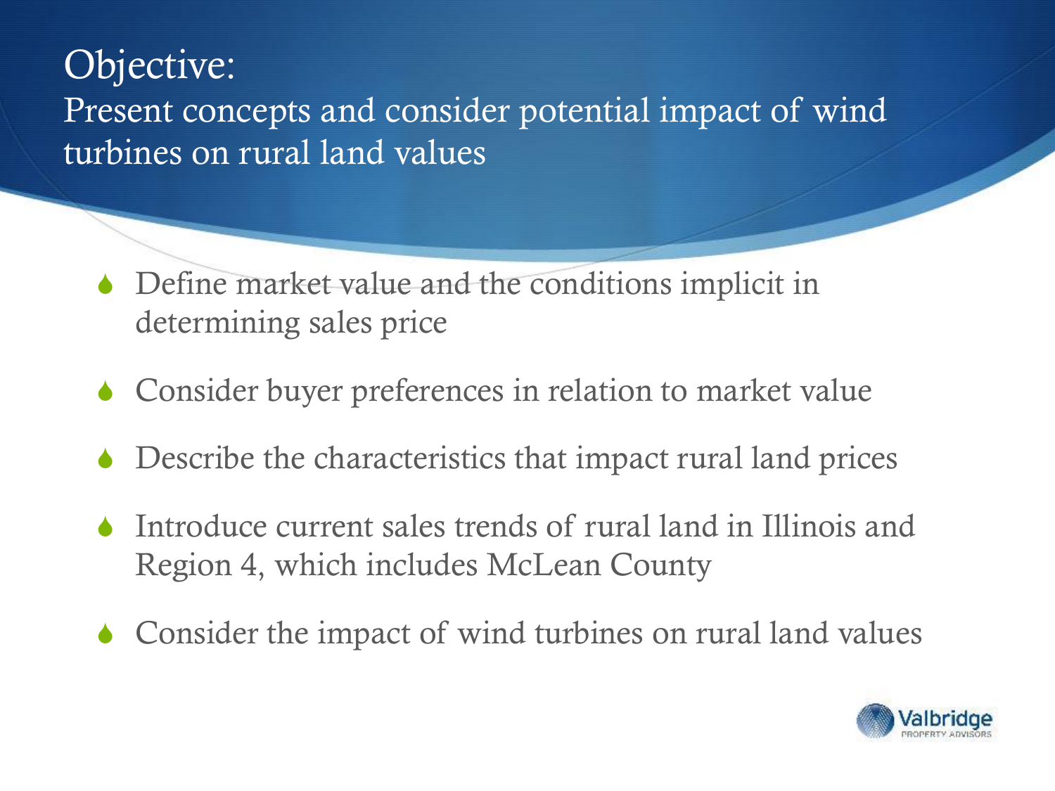# Objective:
## Present concepts and consider potential impact of wind turbines on rural land values

- Define market value and the conditions implicit in determining sales price
- Consider buyer preferences in relation to market value
- Describe the characteristics that impact rural land prices
- Introduce current sales trends of rural land in Illinois and Region 4, which includes McLean County
- Consider the impact of wind turbines on rural land values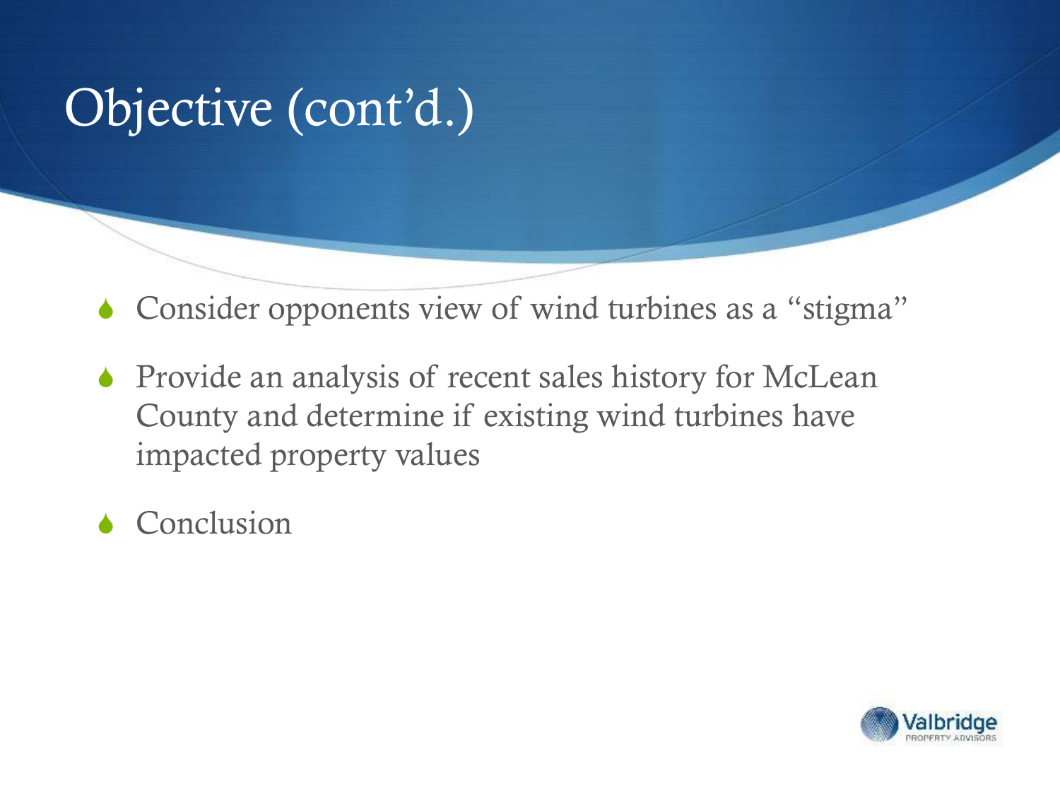# Objective (cont'd.)

- Consider opponents view of wind turbines as a "stigma"
- Provide an analysis of recent sales history for McLean County and determine if existing wind turbines have impacted property values
- Conclusion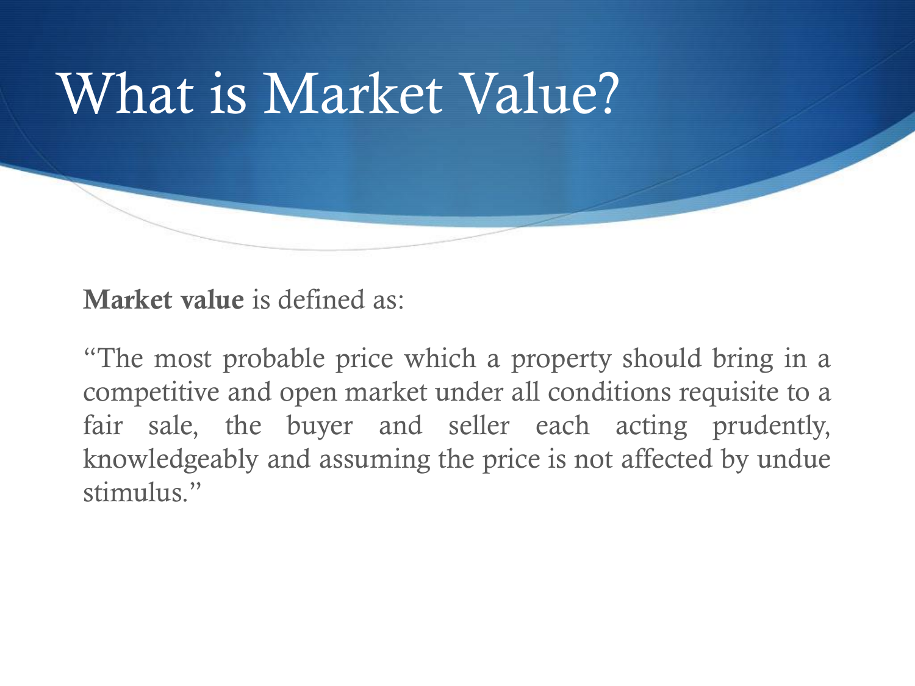# What is Market Value?

**Market value** is defined as:

"The most probable price which a property should bring in a competitive and open market under all conditions requisite to a fair sale, the buyer and seller each acting prudently, knowledgeably and assuming the price is not affected by undue stimulus."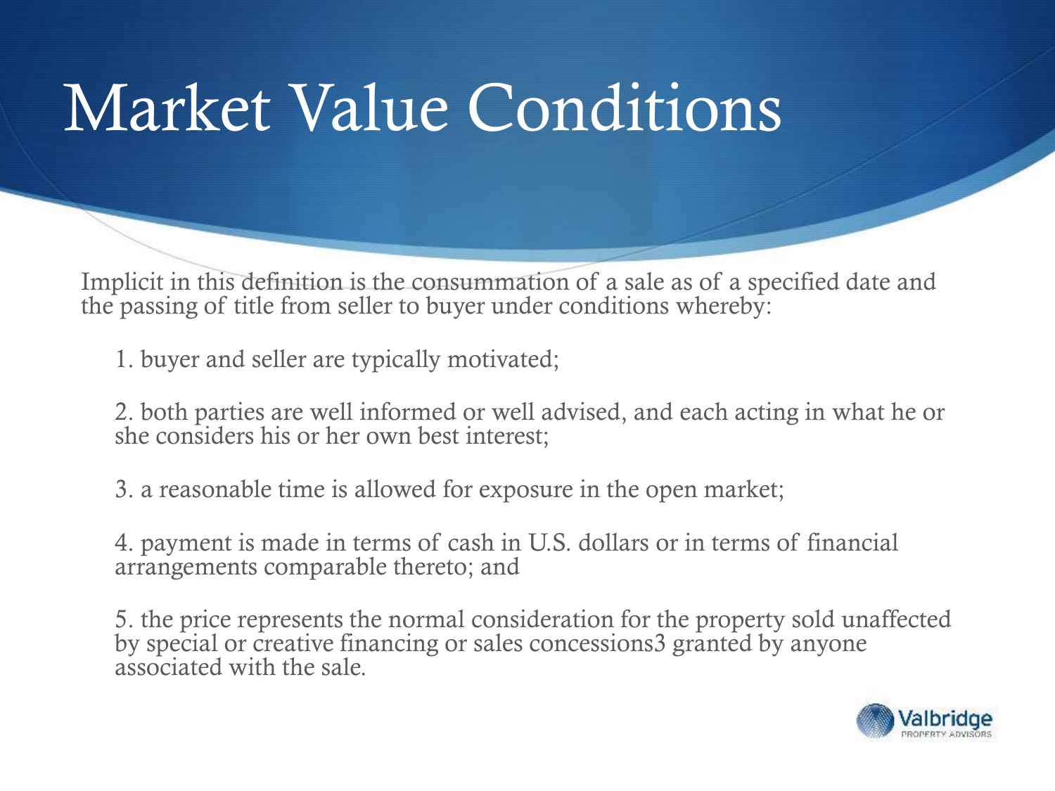# Market Value Conditions

Implicit in this definition is the consummation of a sale as of a specified date and the passing of title from seller to buyer under conditions whereby:

1. buyer and seller are typically motivated;

2. both parties are well informed or well advised, and each acting in what he or she considers his or her own best interest;

3. a reasonable time is allowed for exposure in the open market;

4. payment is made in terms of cash in U.S. dollars or in terms of financial arrangements comparable thereto; and

5. the price represents the normal consideration for the property sold unaffected by special or creative financing or sales concessions3 granted by anyone associated with the sale.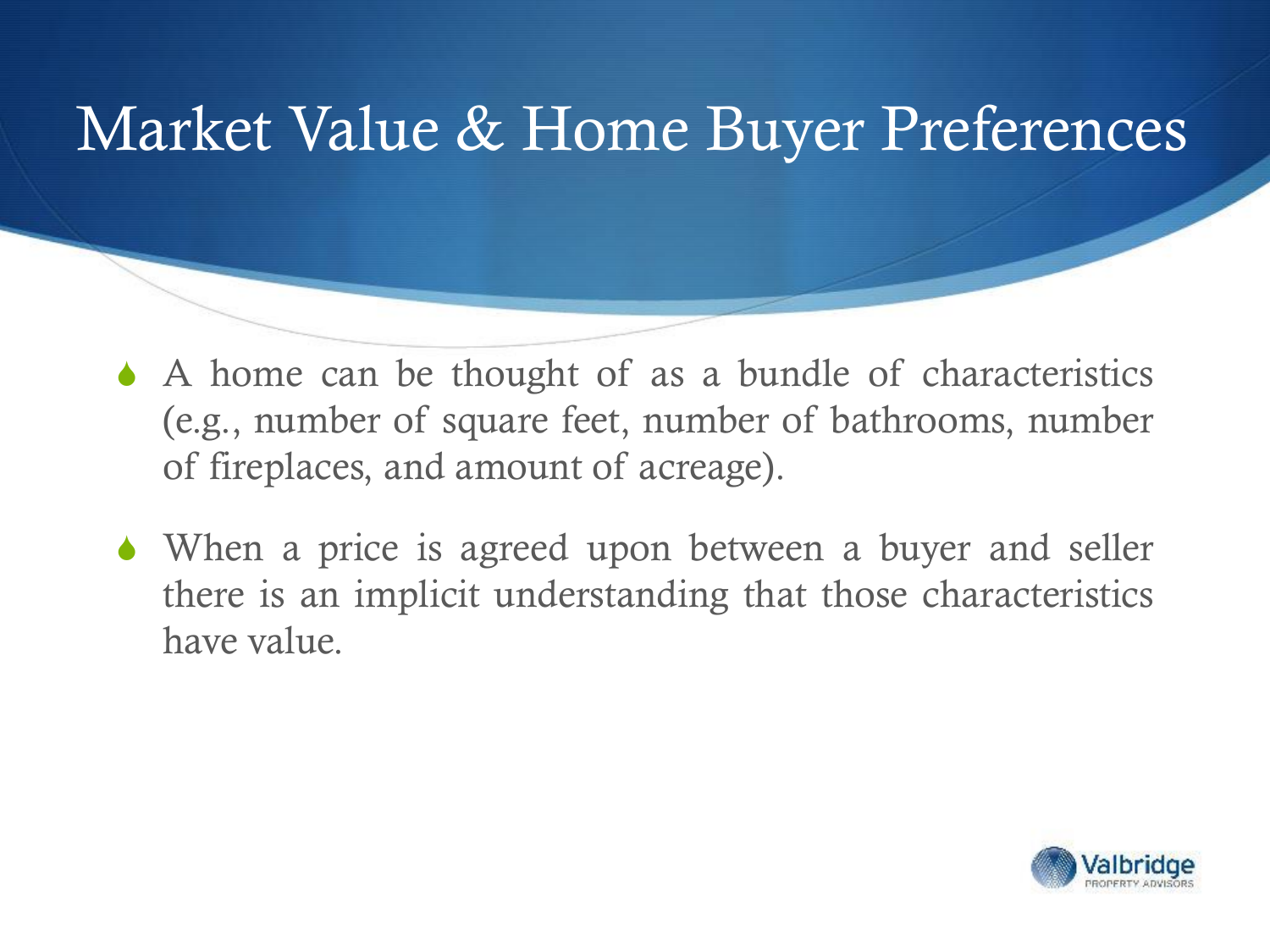# Market Value & Home Buyer Preferences

- A home can be thought of as a bundle of characteristics (e.g., number of square feet, number of bathrooms, number of fireplaces, and amount of acreage).
- When a price is agreed upon between a buyer and seller there is an implicit understanding that those characteristics have value.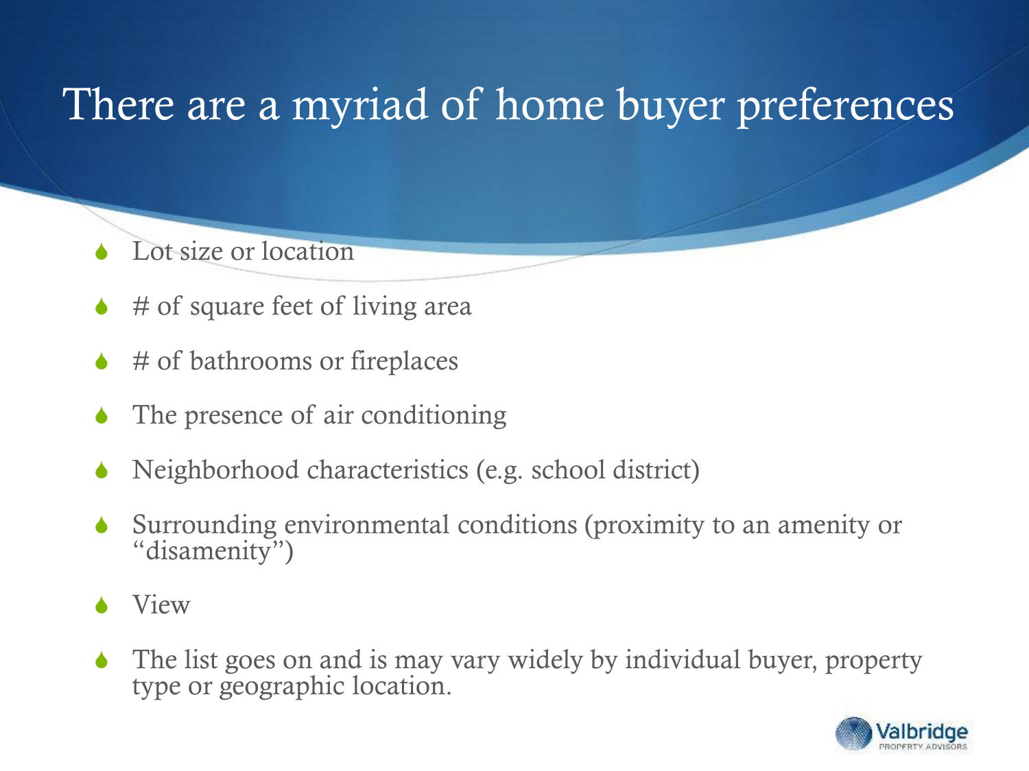# There are a myriad of home buyer preferences

- Lot size or location
- # of square feet of living area
- # of bathrooms or fireplaces
- The presence of air conditioning
- Neighborhood characteristics (e.g. school district)
- Surrounding environmental conditions (proximity to an amenity or "disamenity")
- View
- The list goes on and is may vary widely by individual buyer, property type or geographic location.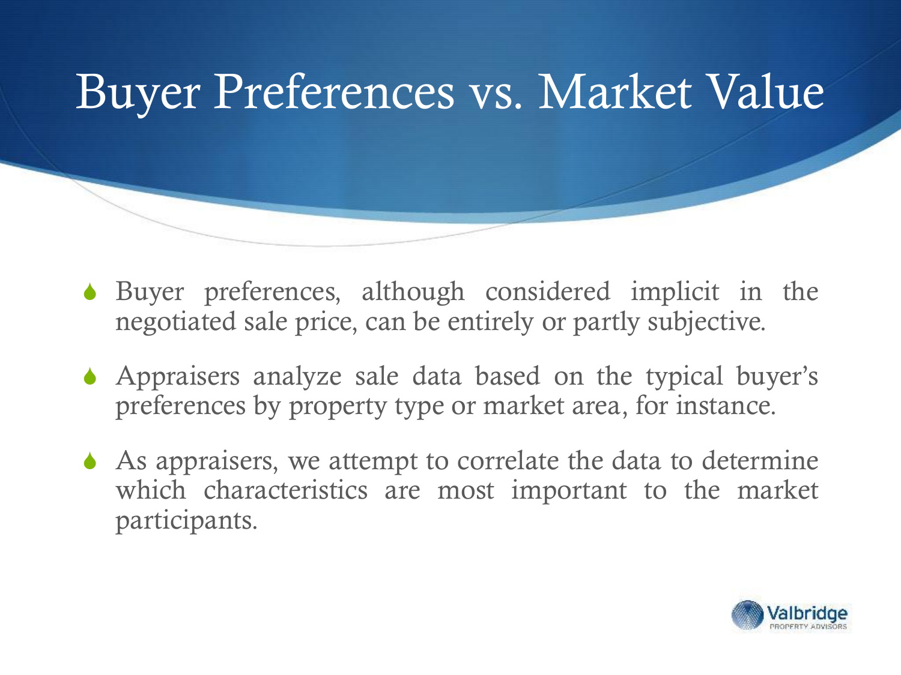# Buyer Preferences vs. Market Value

- Buyer preferences, although considered implicit in the negotiated sale price, can be entirely or partly subjective.
- Appraisers analyze sale data based on the typical buyer's preferences by property type or market area, for instance.
- As appraisers, we attempt to correlate the data to determine which characteristics are most important to the market participants.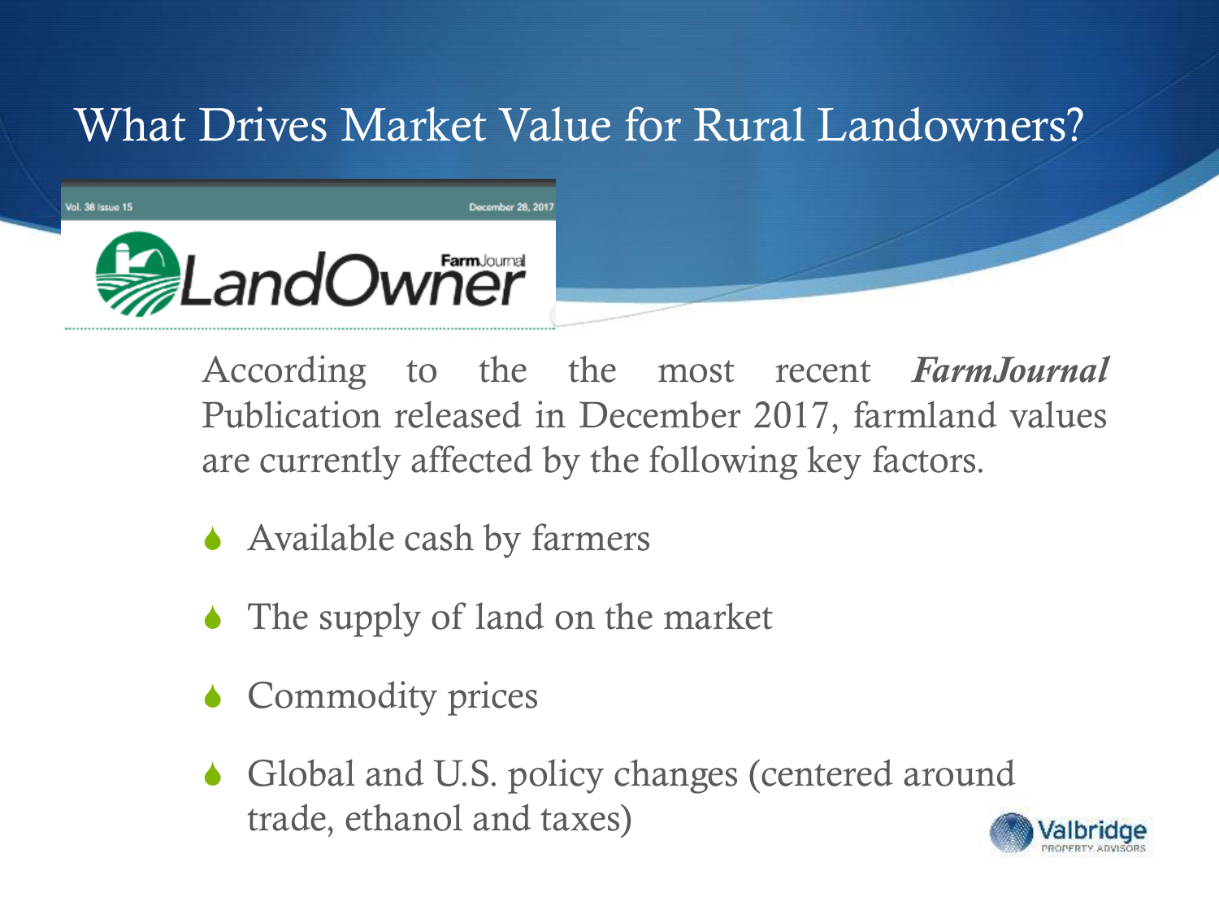# What Drives Market Value for Rural Landowners?

Vol. 38 Issue 15 December 28, 2017

LandOwner FarmJournal

According to the the most recent ***FarmJournal*** Publication released in December 2017, farmland values are currently affected by the following key factors.

- Available cash by farmers
- The supply of land on the market
- Commodity prices
- Global and U.S. policy changes (centered around trade, ethanol and taxes)

Valbridge PROPERTY ADVISORS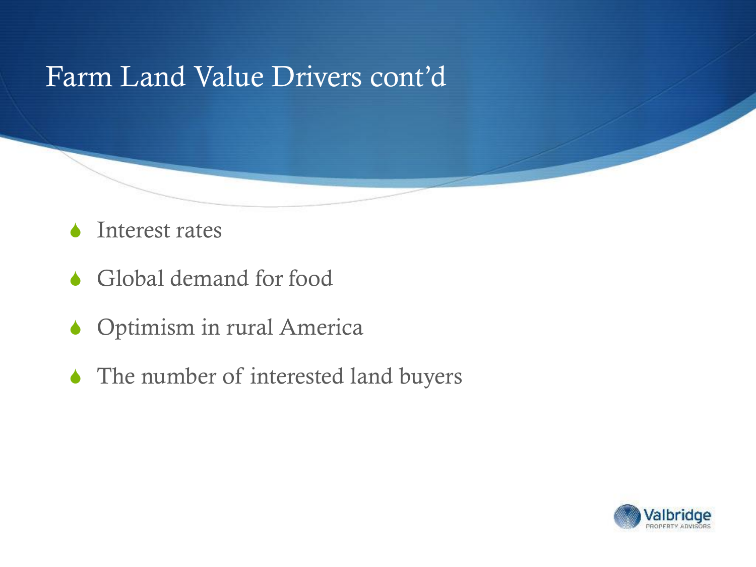# Farm Land Value Drivers cont'd

- Interest rates
- Global demand for food
- Optimism in rural America
- The number of interested land buyers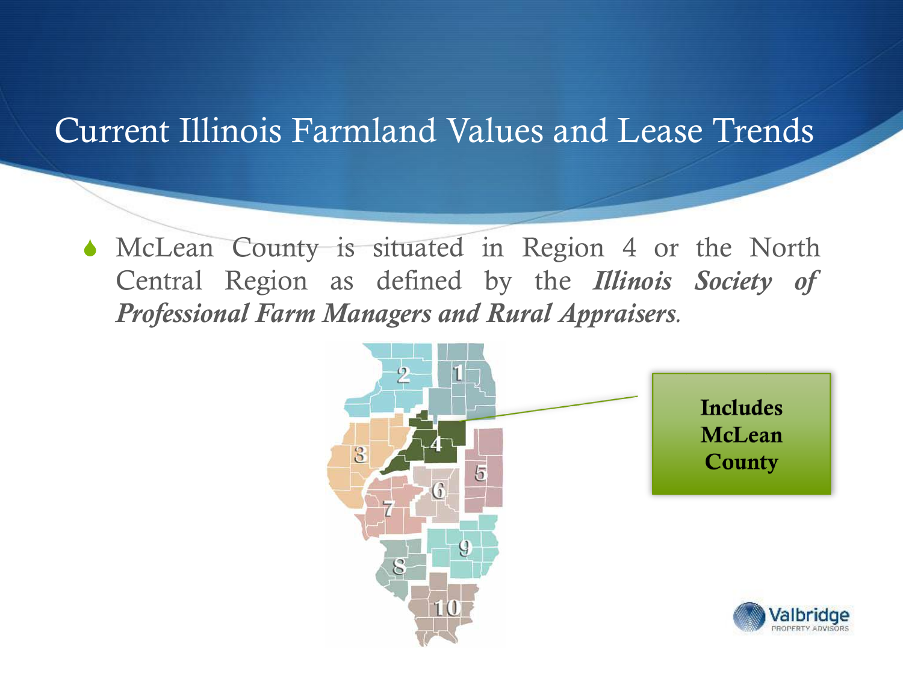# Current Illinois Farmland Values and Lease Trends

- McLean County is situated in Region 4 or the North Central Region as defined by the ***Illinois Society of Professional Farm Managers and Rural Appraisers***.

**Includes McLean County**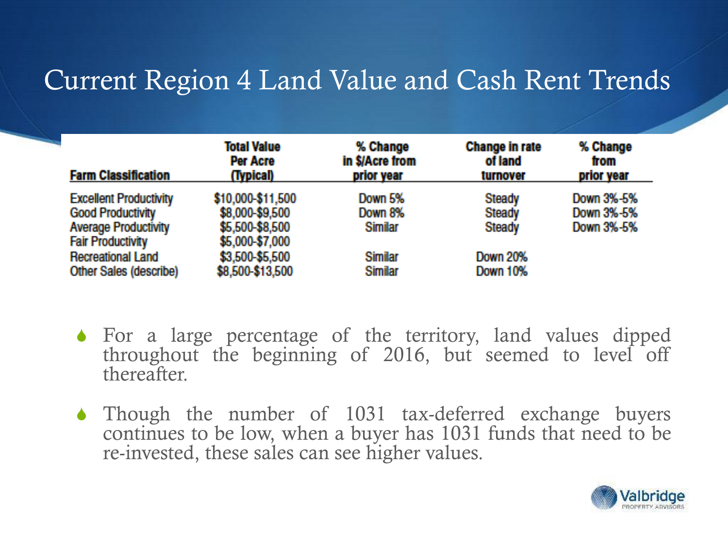# Current Region 4 Land Value and Cash Rent Trends

| Farm Classification | Total Value Per Acre (Typical) | % Change in $/Acre from prior year | Change in rate of land turnover | % Change from prior year |
|---|---|---|---|---|
| Excellent Productivity | $10,000-$11,500 | Down 5% | Steady | Down 3%-5% |
| Good Productivity | $8,000-$9,500 | Down 8% | Steady | Down 3%-5% |
| Average Productivity | $5,500-$8,500 | Similar | Steady | Down 3%-5% |
| Fair Productivity | $5,000-$7,000 | | | |
| Recreational Land | $3,500-$5,500 | Similar | Down 20% | |
| Other Sales (describe) | $8,500-$13,500 | Similar | Down 10% | |

- For a large percentage of the territory, land values dipped throughout the beginning of 2016, but seemed to level off thereafter.
- Though the number of 1031 tax-deferred exchange buyers continues to be low, when a buyer has 1031 funds that need to be re-invested, these sales can see higher values.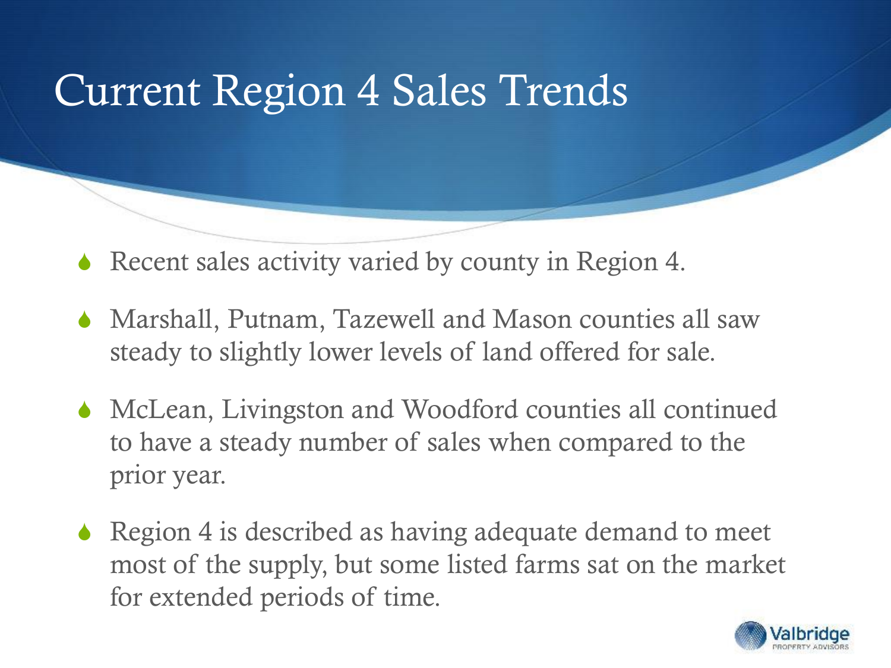# Current Region 4 Sales Trends

- Recent sales activity varied by county in Region 4.
- Marshall, Putnam, Tazewell and Mason counties all saw steady to slightly lower levels of land offered for sale.
- McLean, Livingston and Woodford counties all continued to have a steady number of sales when compared to the prior year.
- Region 4 is described as having adequate demand to meet most of the supply, but some listed farms sat on the market for extended periods of time.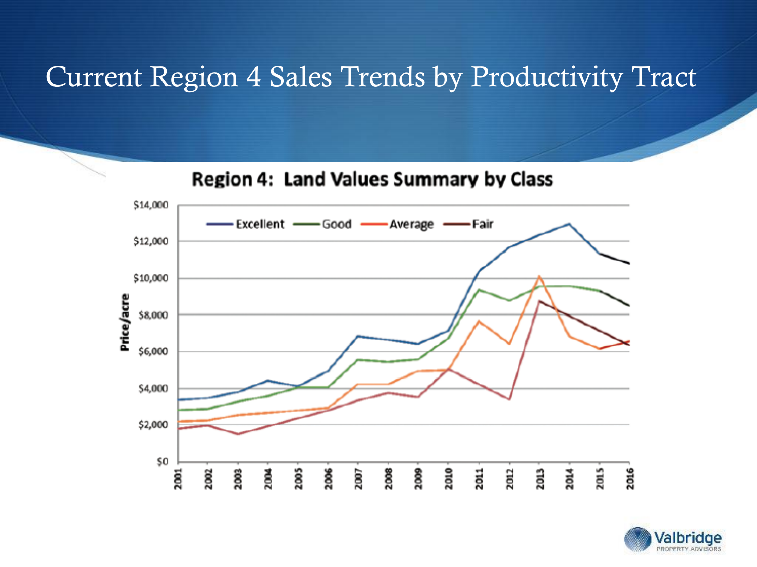# Current Region 4 Sales Trends by Productivity Tract

**Region 4: Land Values Summary by Class**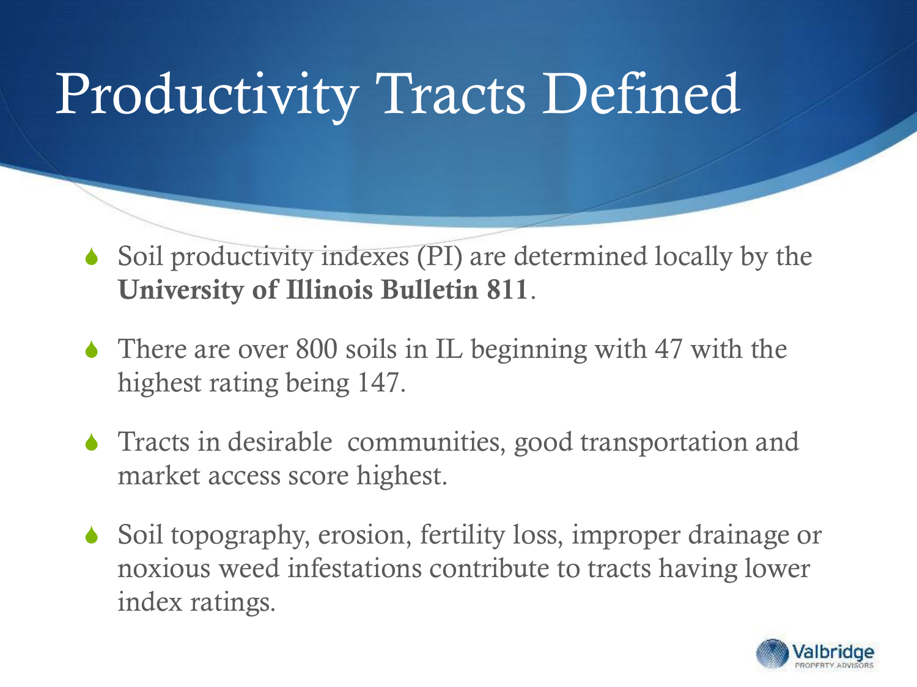# Productivity Tracts Defined

- Soil productivity indexes (PI) are determined locally by the **University of Illinois Bulletin 811**.
- There are over 800 soils in IL beginning with 47 with the highest rating being 147.
- Tracts in desirable communities, good transportation and market access score highest.
- Soil topography, erosion, fertility loss, improper drainage or noxious weed infestations contribute to tracts having lower index ratings.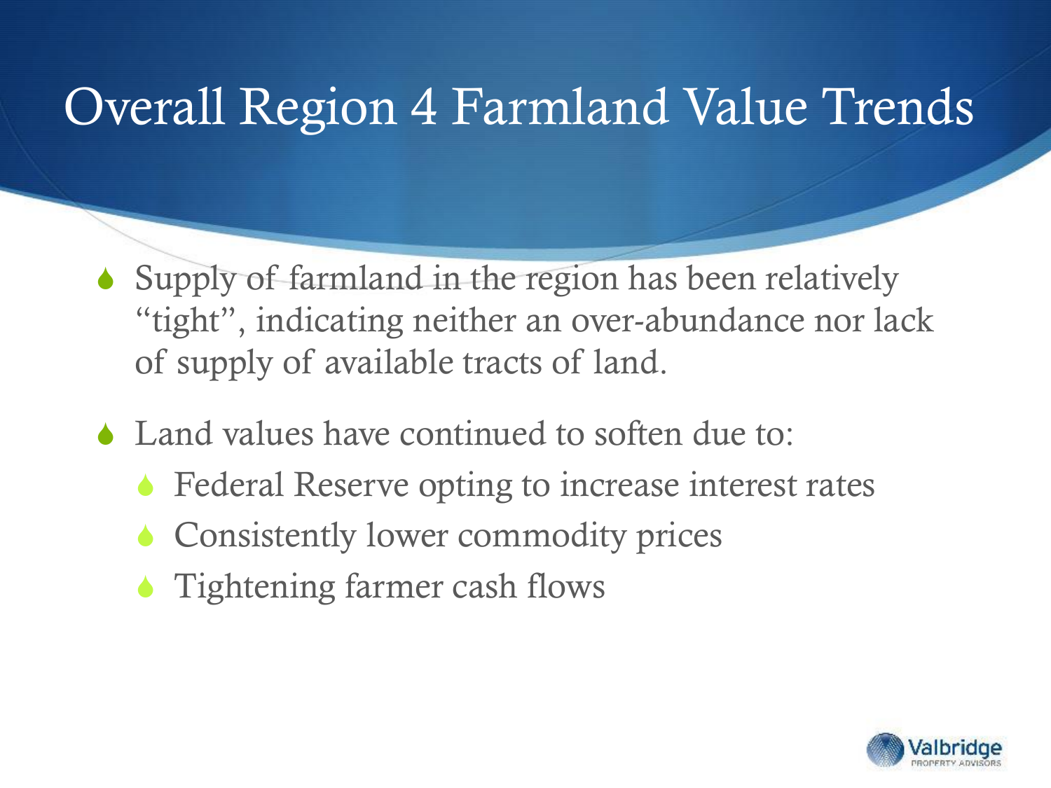# Overall Region 4 Farmland Value Trends

- Supply of farmland in the region has been relatively "tight", indicating neither an over-abundance nor lack of supply of available tracts of land.
- Land values have continued to soften due to:
  - Federal Reserve opting to increase interest rates
  - Consistently lower commodity prices
  - Tightening farmer cash flows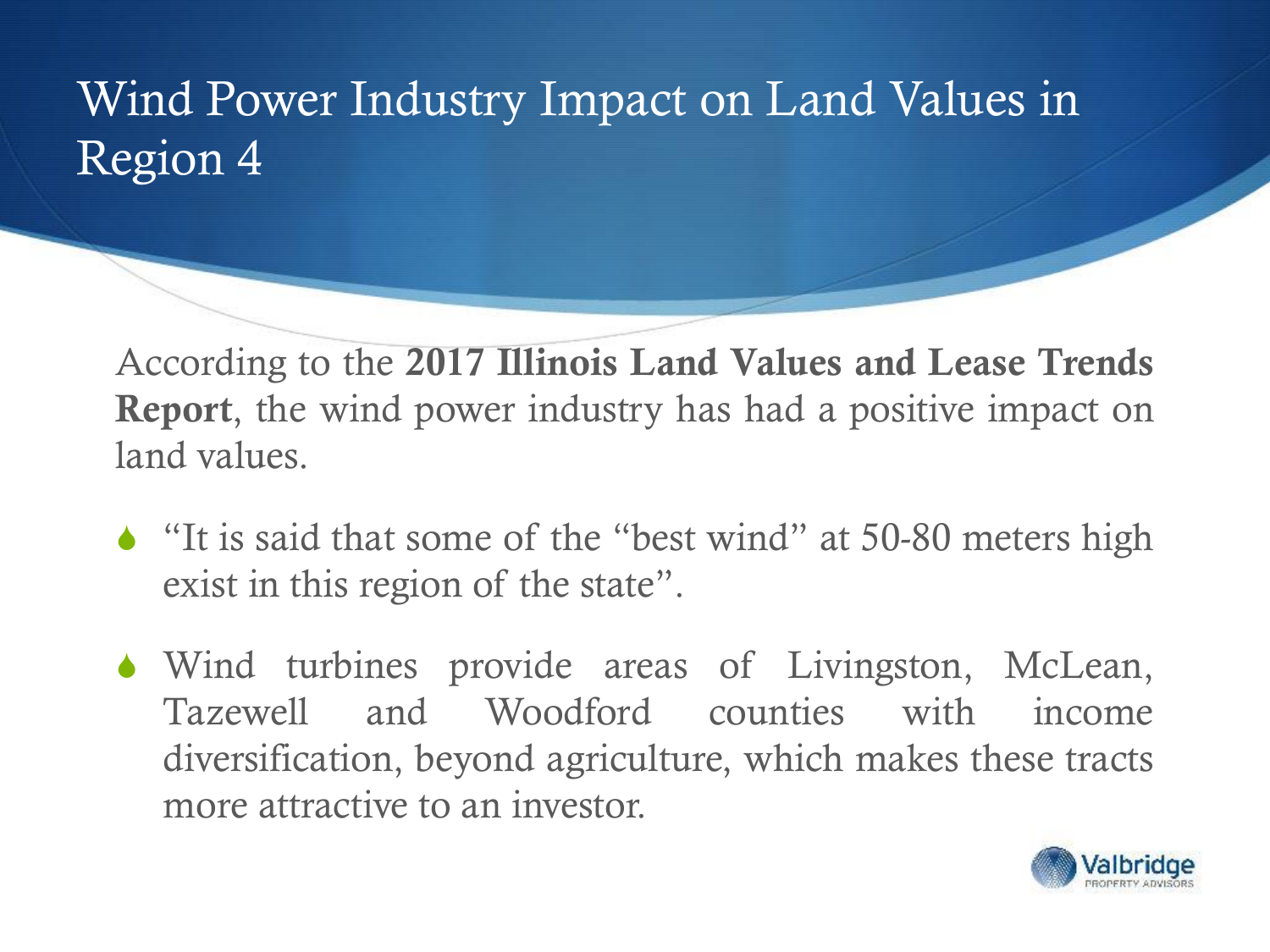# Wind Power Industry Impact on Land Values in Region 4

According to the **2017 Illinois Land Values and Lease Trends Report**, the wind power industry has had a positive impact on land values.

- "It is said that some of the "best wind" at 50-80 meters high exist in this region of the state".
- Wind turbines provide areas of Livingston, McLean, Tazewell and Woodford counties with income diversification, beyond agriculture, which makes these tracts more attractive to an investor.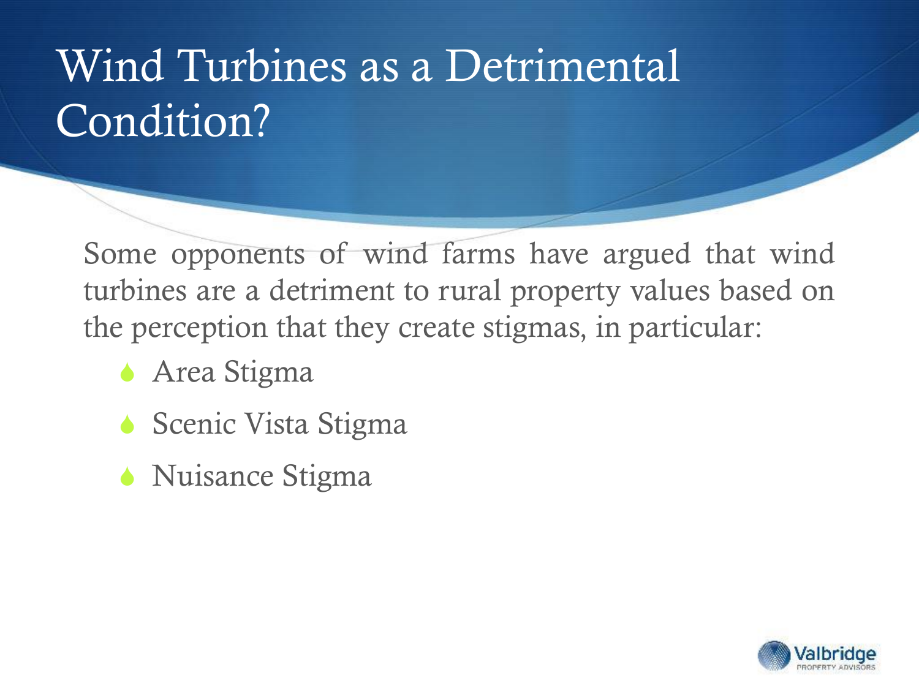# Wind Turbines as a Detrimental Condition?

Some opponents of wind farms have argued that wind turbines are a detriment to rural property values based on the perception that they create stigmas, in particular:

- Area Stigma
- Scenic Vista Stigma
- Nuisance Stigma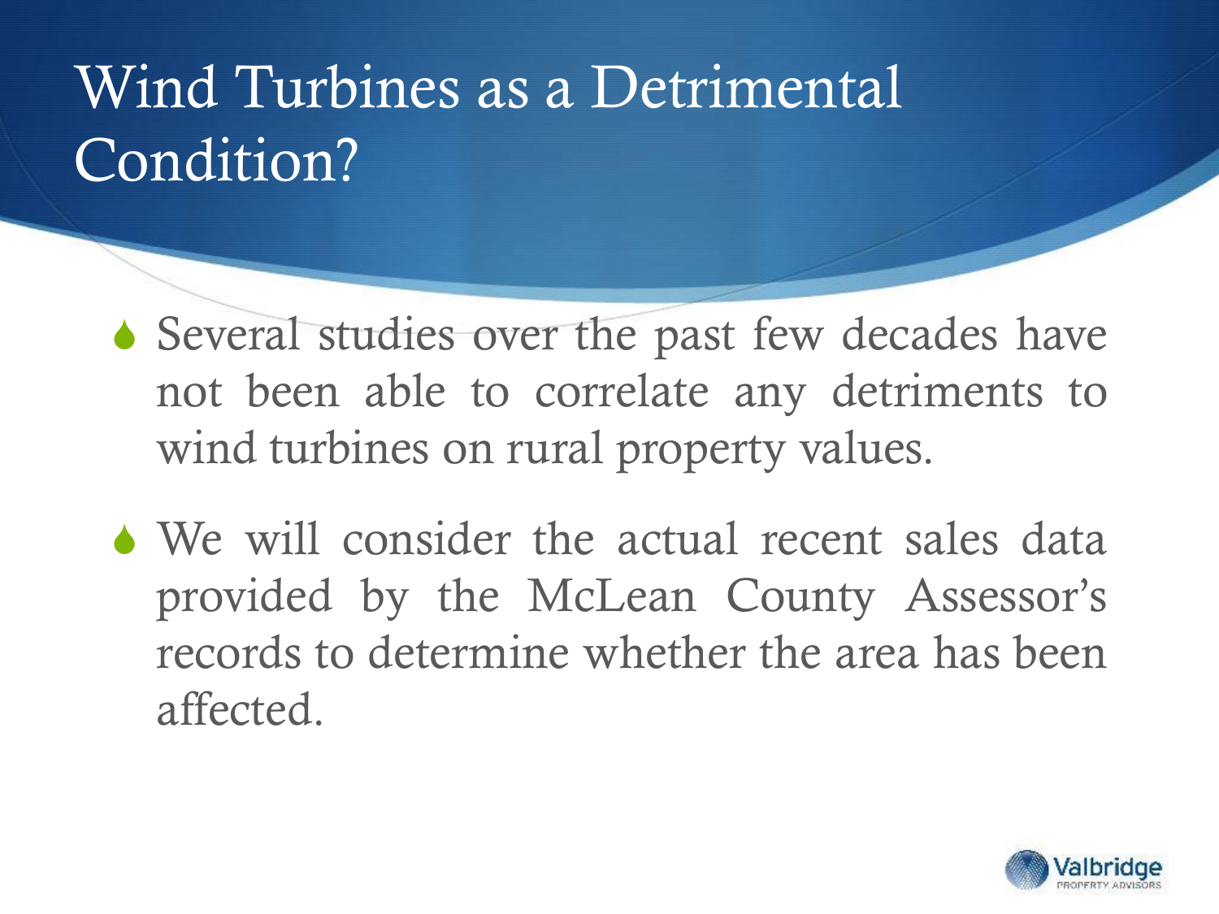# Wind Turbines as a Detrimental Condition?

- Several studies over the past few decades have not been able to correlate any detriments to wind turbines on rural property values.
- We will consider the actual recent sales data provided by the McLean County Assessor's records to determine whether the area has been affected.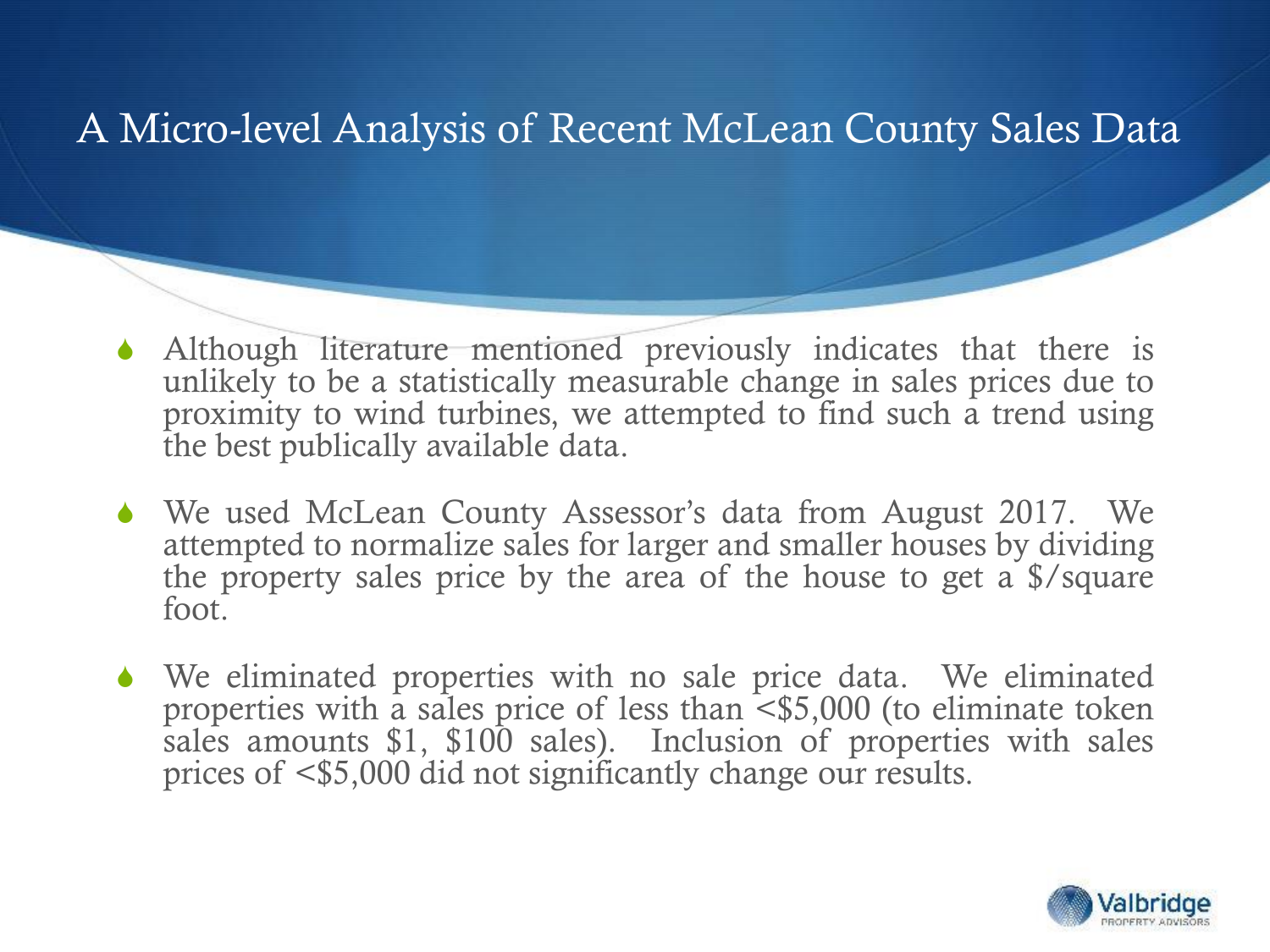# A Micro-level Analysis of Recent McLean County Sales Data

- Although literature mentioned previously indicates that there is unlikely to be a statistically measurable change in sales prices due to proximity to wind turbines, we attempted to find such a trend using the best publically available data.
- We used McLean County Assessor's data from August 2017. We attempted to normalize sales for larger and smaller houses by dividing the property sales price by the area of the house to get a $/square foot.
- We eliminated properties with no sale price data. We eliminated properties with a sales price of less than <$5,000 (to eliminate token sales amounts $1, $100 sales). Inclusion of properties with sales prices of <$5,000 did not significantly change our results.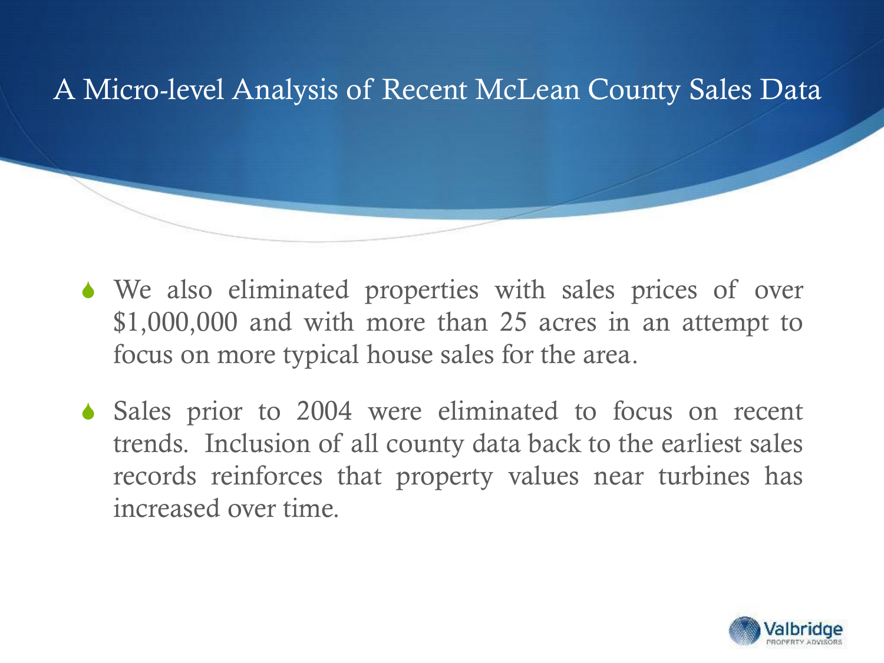# A Micro-level Analysis of Recent McLean County Sales Data

- We also eliminated properties with sales prices of over $1,000,000 and with more than 25 acres in an attempt to focus on more typical house sales for the area.
- Sales prior to 2004 were eliminated to focus on recent trends. Inclusion of all county data back to the earliest sales records reinforces that property values near turbines has increased over time.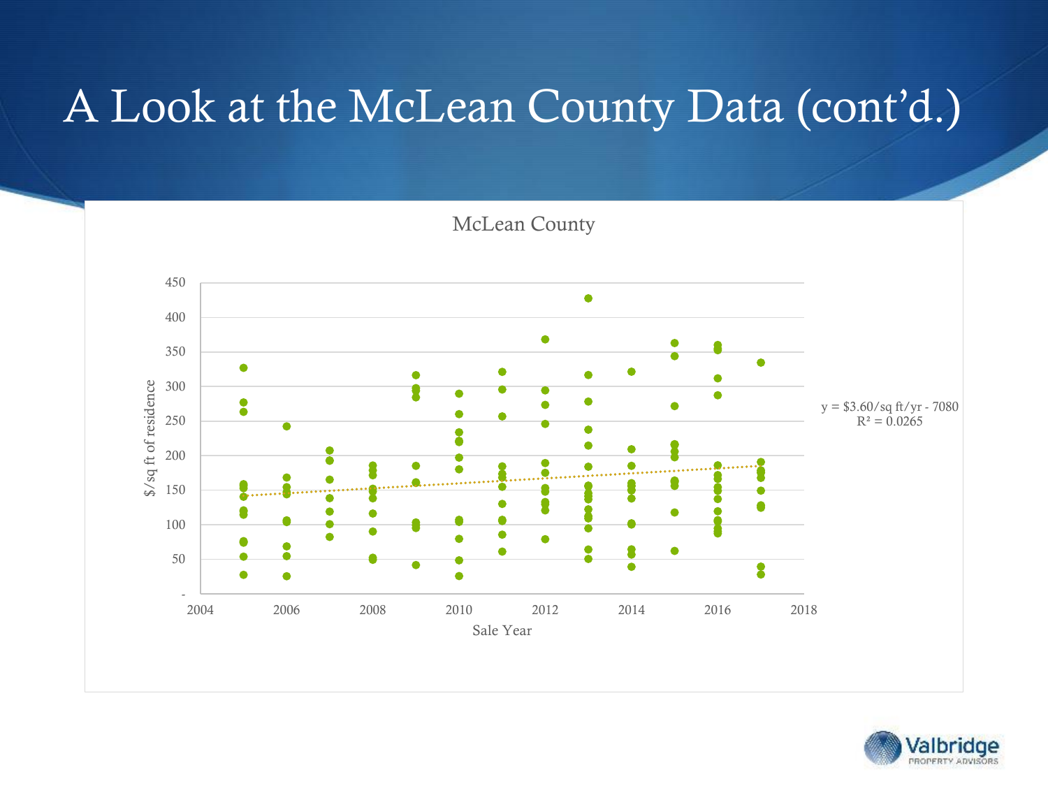# A Look at the McLean County Data (cont'd.)

McLean County

$/sq ft of residence

Sale Year

y = $3.60/sq ft/yr - 7080
$R^2 = 0.0265$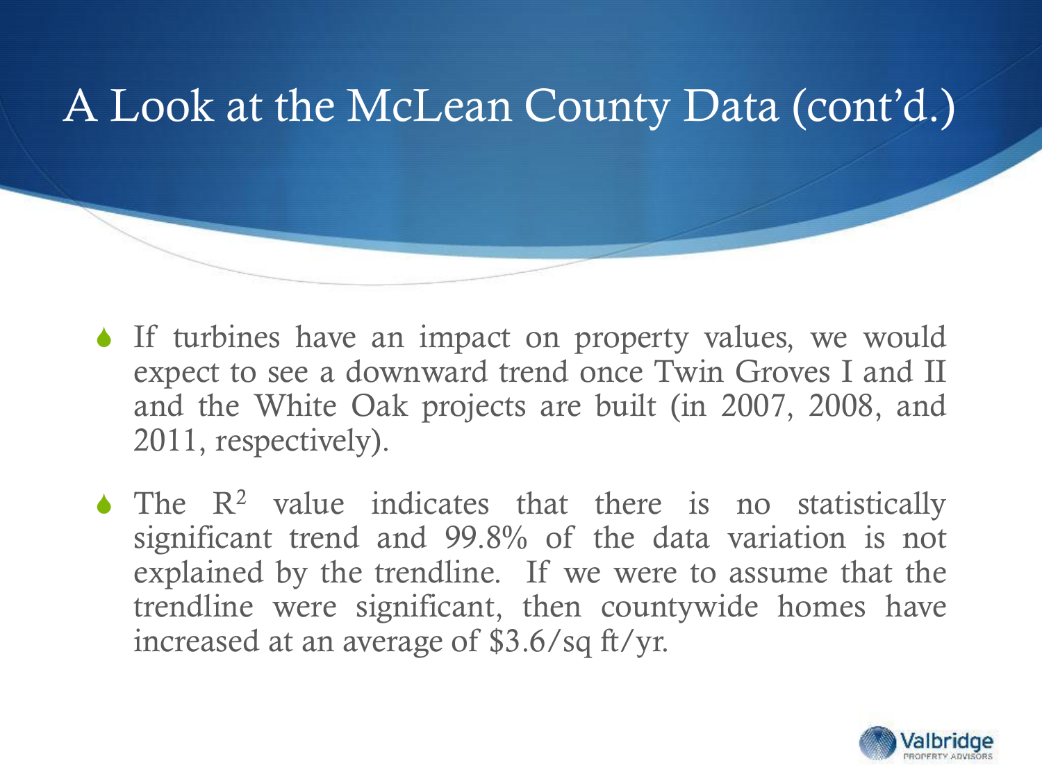# A Look at the McLean County Data (cont'd.)

- If turbines have an impact on property values, we would expect to see a downward trend once Twin Groves I and II and the White Oak projects are built (in 2007, 2008, and 2011, respectively).
- The $R^2$ value indicates that there is no statistically significant trend and 99.8% of the data variation is not explained by the trendline. If we were to assume that the trendline were significant, then countywide homes have increased at an average of $3.6/sq ft/yr.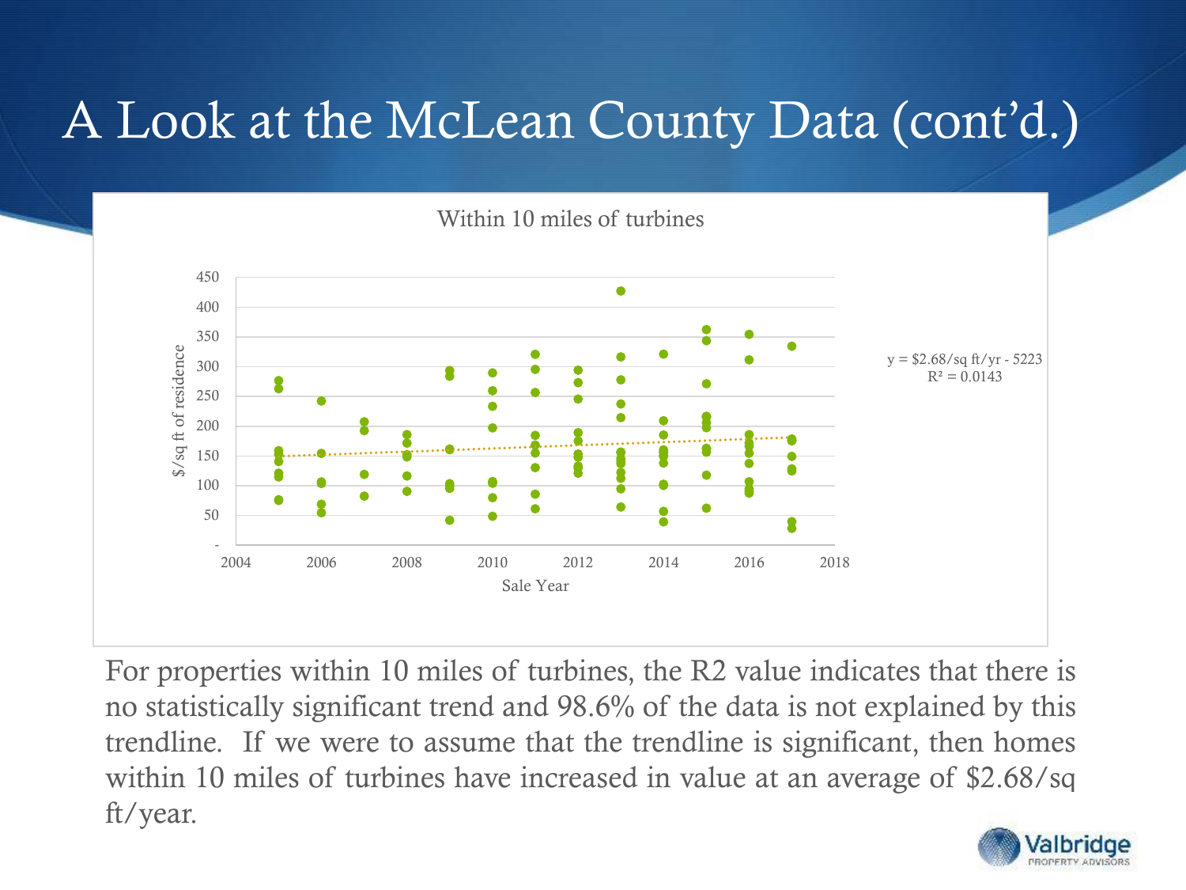# A Look at the McLean County Data (cont'd.)

Within 10 miles of turbines

$y = \$2.68/\text{sq ft/yr} - 5223$
$R^2 = 0.0143$

For properties within 10 miles of turbines, the R2 value indicates that there is no statistically significant trend and 98.6% of the data is not explained by this trendline. If we were to assume that the trendline is significant, then homes within 10 miles of turbines have increased in value at an average of $2.68/sq ft/year.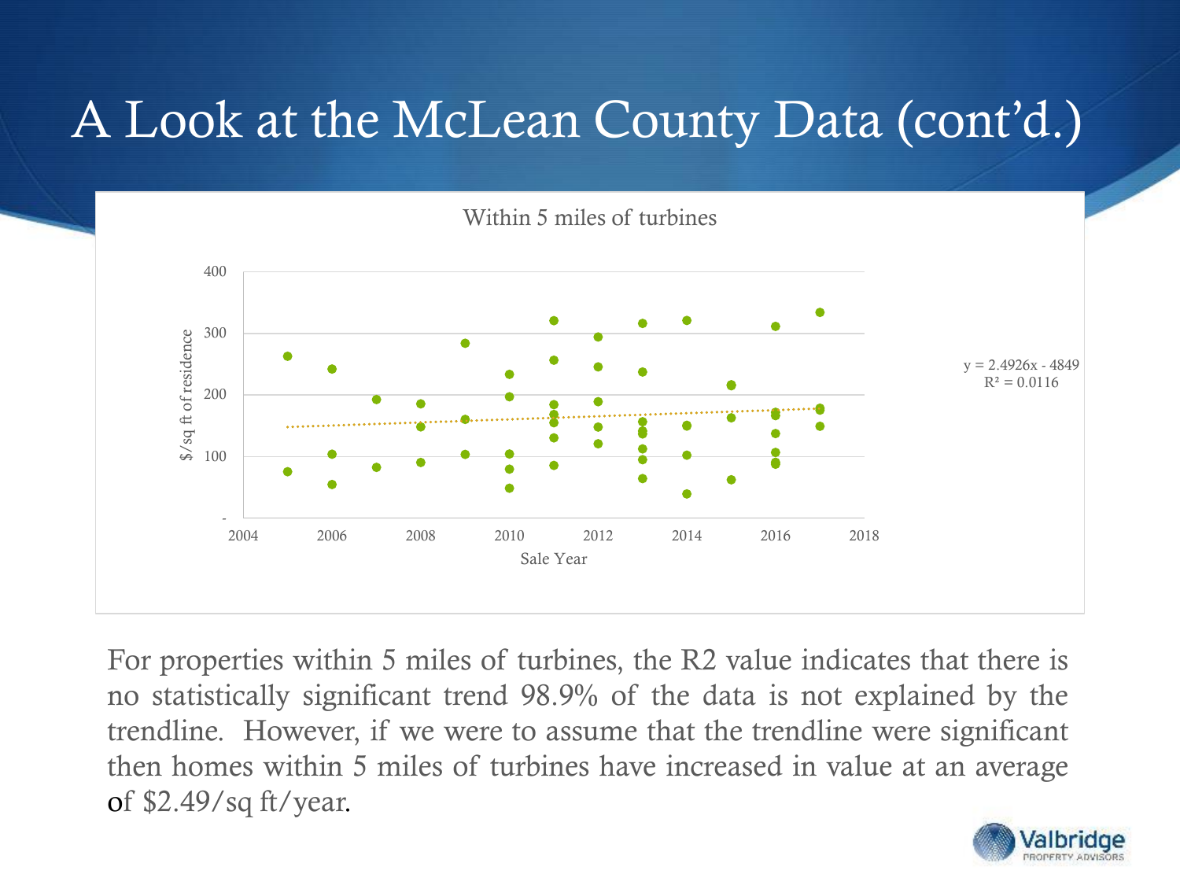# A Look at the McLean County Data (cont'd.)

Within 5 miles of turbines

$y = 2.4926x - 4849$
$R^2 = 0.0116$

For properties within 5 miles of turbines, the R2 value indicates that there is no statistically significant trend 98.9% of the data is not explained by the trendline. However, if we were to assume that the trendline were significant then homes within 5 miles of turbines have increased in value at an average of $2.49/sq ft/year.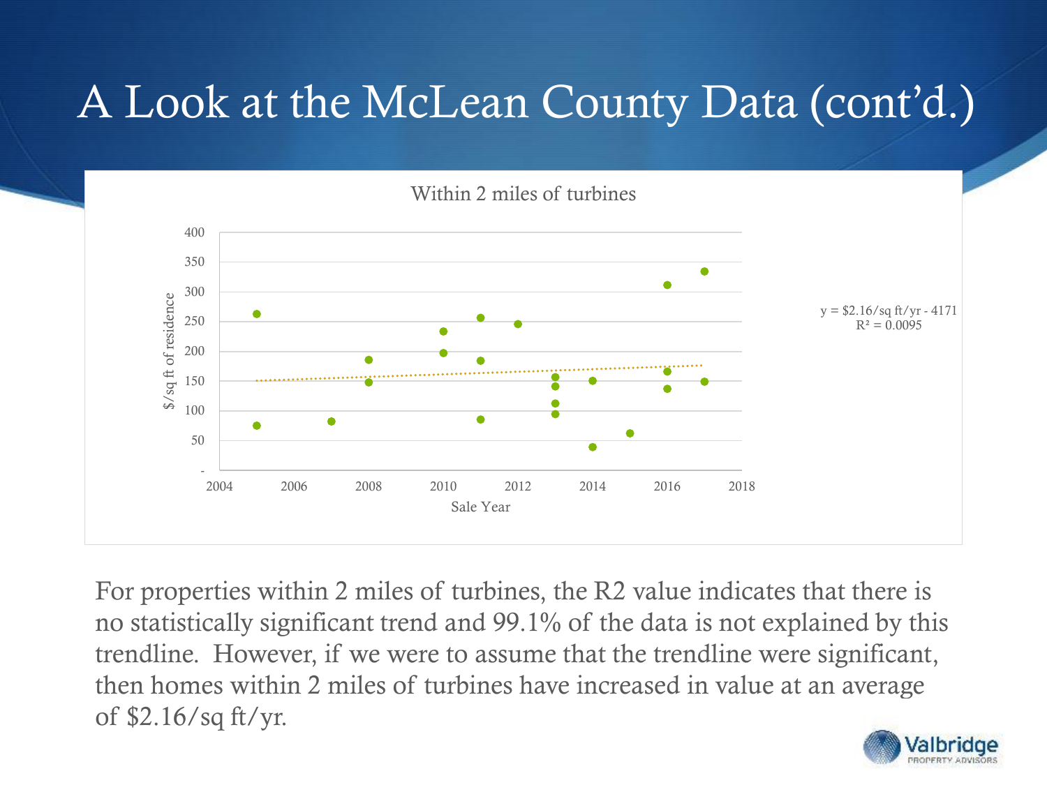# A Look at the McLean County Data (cont'd.)

Within 2 miles of turbines

$y = \$2.16/\text{sq ft/yr} - 4171$
$R^2 = 0.0095$

For properties within 2 miles of turbines, the R2 value indicates that there is no statistically significant trend and 99.1% of the data is not explained by this trendline. However, if we were to assume that the trendline were significant, then homes within 2 miles of turbines have increased in value at an average of $2.16/sq ft/yr.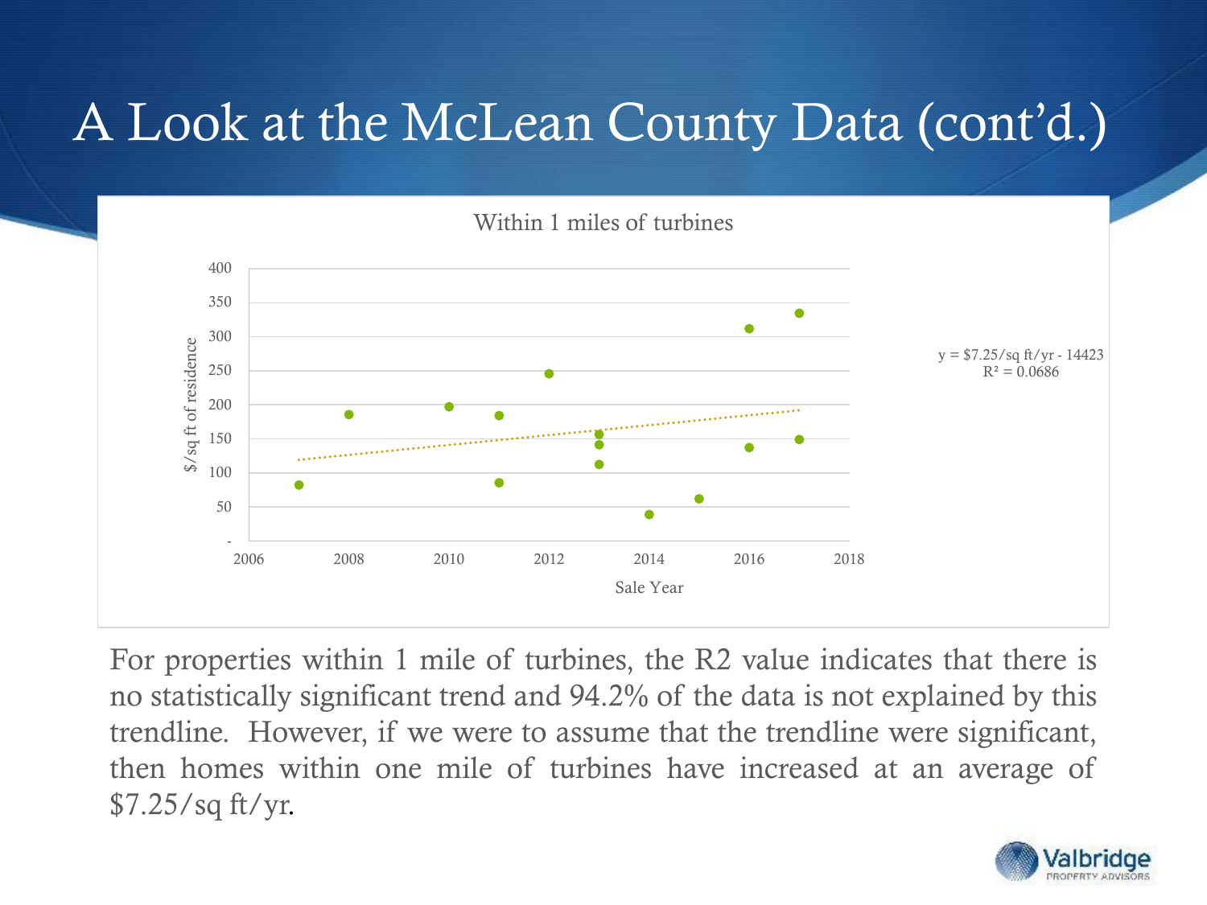# A Look at the McLean County Data (cont'd.)

Within 1 miles of turbines

y = $7.25/sq ft/yr - 14423
$R^2 = 0.0686$

$/sq ft of residence

Sale Year

For properties within 1 mile of turbines, the R2 value indicates that there is no statistically significant trend and 94.2% of the data is not explained by this trendline. However, if we were to assume that the trendline were significant, then homes within one mile of turbines have increased at an average of $7.25/sq ft/yr.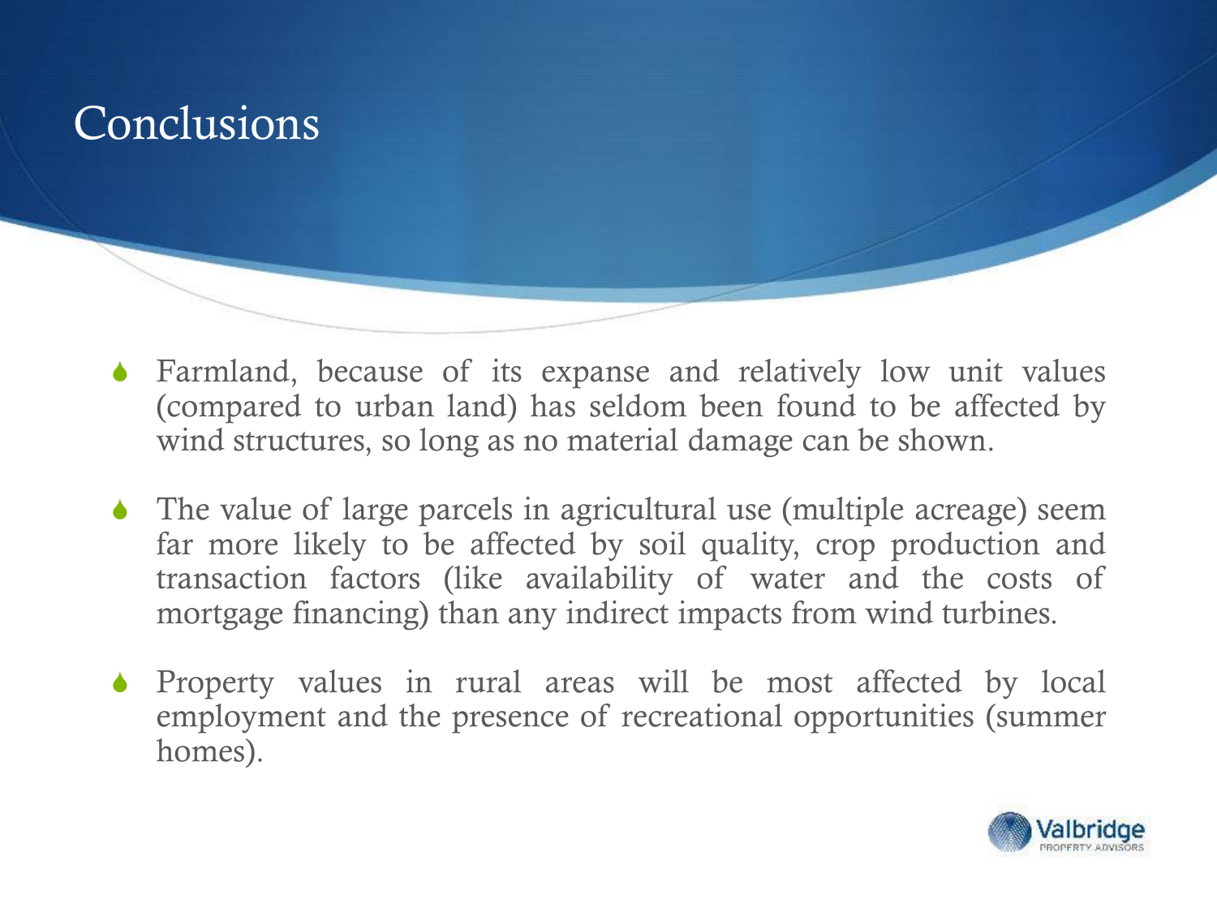# Conclusions

- Farmland, because of its expanse and relatively low unit values (compared to urban land) has seldom been found to be affected by wind structures, so long as no material damage can be shown.
- The value of large parcels in agricultural use (multiple acreage) seem far more likely to be affected by soil quality, crop production and transaction factors (like availability of water and the costs of mortgage financing) than any indirect impacts from wind turbines.
- Property values in rural areas will be most affected by local employment and the presence of recreational opportunities (summer homes).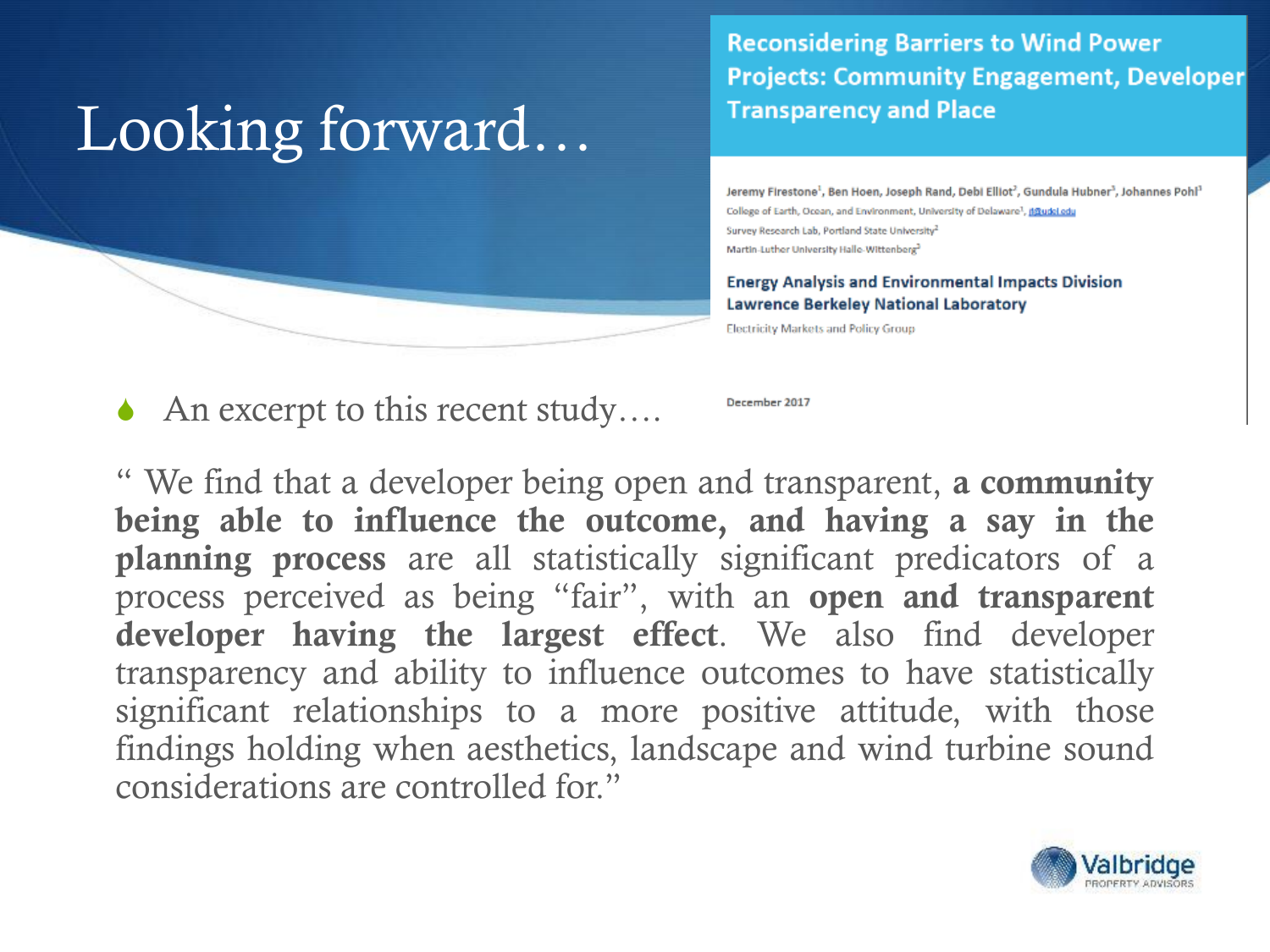# Looking forward…

**Reconsidering Barriers to Wind Power Projects: Community Engagement, Developer Transparency and Place**

Jeremy Firestone[1], Ben Hoen, Joseph Rand, Debi Elliot[2], Gundula Hubner[3], Johannes Pohl[3]

College of Earth, Ocean, and Environment, University of Delaware[1], jf@udel.edu

Survey Research Lab, Portland State University[2]

Martin-Luther University Halle-Wittenberg[3]

**Energy Analysis and Environmental Impacts Division**
**Lawrence Berkeley National Laboratory**

Electricity Markets and Policy Group

December 2017

- An excerpt to this recent study….

" We find that a developer being open and transparent, **a community being able to influence the outcome, and having a say in the planning process** are all statistically significant predicators of a process perceived as being "fair", with an **open and transparent developer having the largest effect**. We also find developer transparency and ability to influence outcomes to have statistically significant relationships to a more positive attitude, with those findings holding when aesthetics, landscape and wind turbine sound considerations are controlled for."

Valbridge PROPERTY ADVISORS